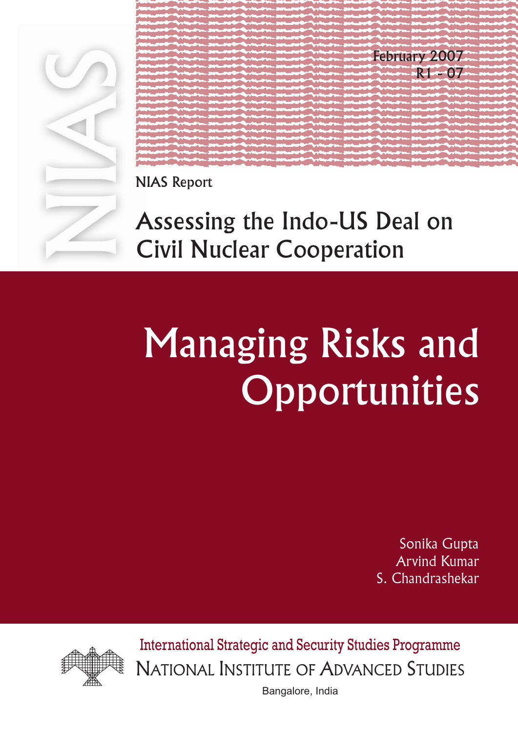February 2007
R1 - 07

NIAS Report

# Assessing the Indo-US Deal on Civil Nuclear Cooperation

# Managing Risks and Opportunities

Sonika Gupta
Arvind Kumar
S. Chandrashekar

International Strategic and Security Studies Programme
NATIONAL INSTITUTE OF ADVANCED STUDIES
Bangalore, India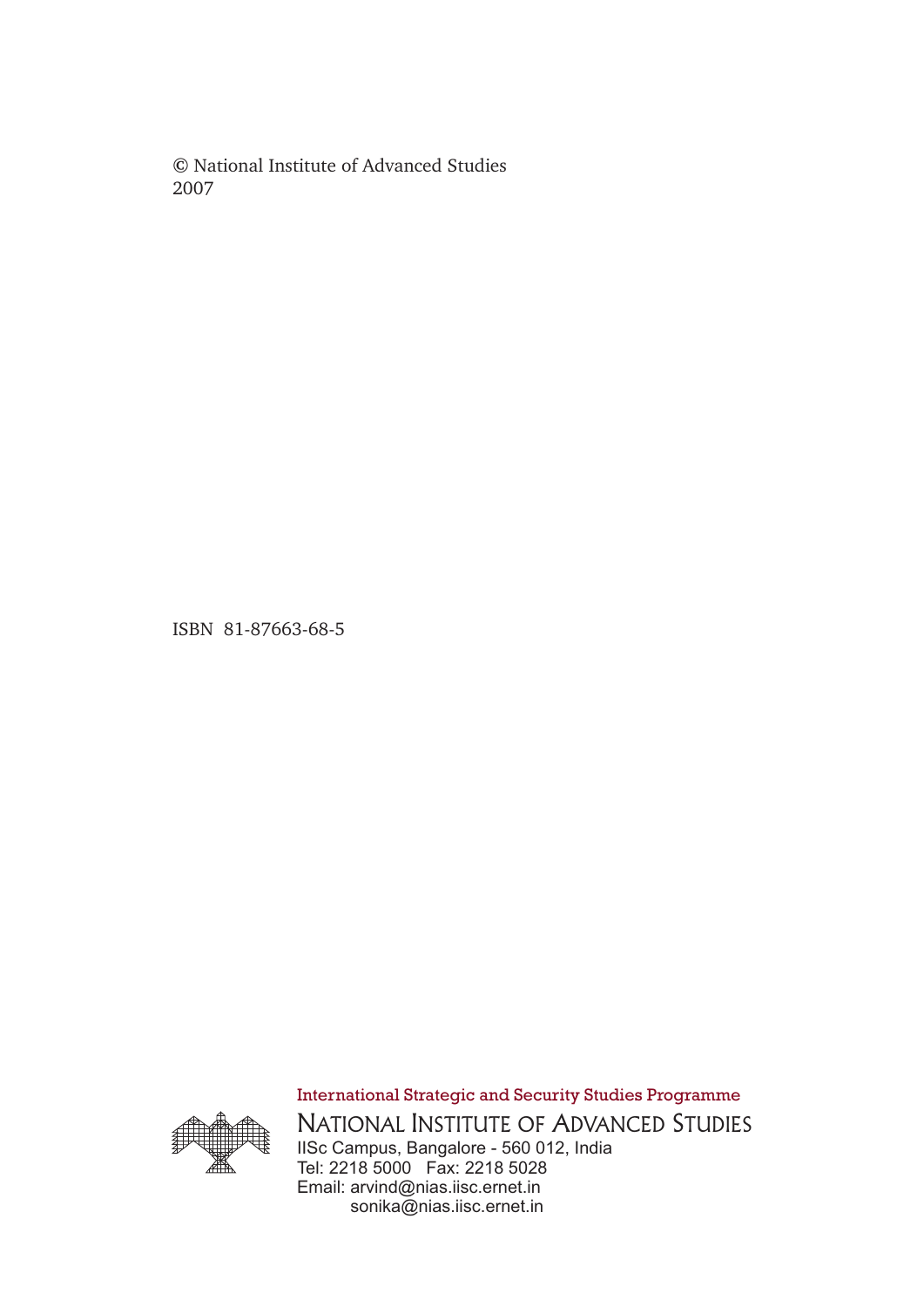© National Institute of Advanced Studies
2007

ISBN 81-87663-68-5

International Strategic and Security Studies Programme

NATIONAL INSTITUTE OF ADVANCED STUDIES

IISc Campus, Bangalore - 560 012, India
Tel: 2218 5000 Fax: 2218 5028
Email: arvind@nias.iisc.ernet.in
sonika@nias.iisc.ernet.in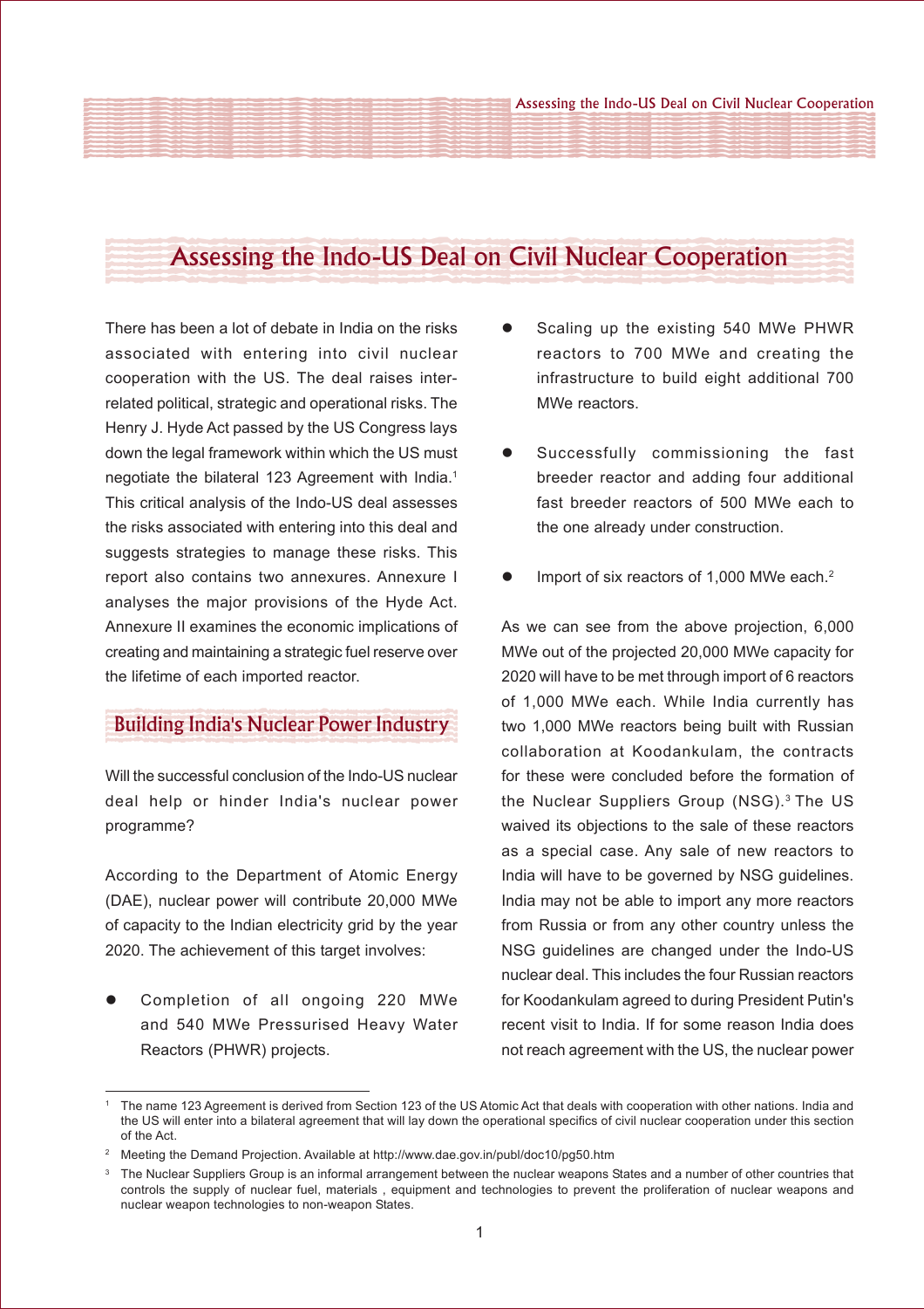# Assessing the Indo-US Deal on Civil Nuclear Cooperation

There has been a lot of debate in India on the risks associated with entering into civil nuclear cooperation with the US. The deal raises inter-related political, strategic and operational risks. The Henry J. Hyde Act passed by the US Congress lays down the legal framework within which the US must negotiate the bilateral 123 Agreement with India.[1] This critical analysis of the Indo-US deal assesses the risks associated with entering into this deal and suggests strategies to manage these risks. This report also contains two annexures. Annexure I analyses the major provisions of the Hyde Act. Annexure II examines the economic implications of creating and maintaining a strategic fuel reserve over the lifetime of each imported reactor.

## Building India's Nuclear Power Industry

Will the successful conclusion of the Indo-US nuclear deal help or hinder India's nuclear power programme?

According to the Department of Atomic Energy (DAE), nuclear power will contribute 20,000 MWe of capacity to the Indian electricity grid by the year 2020. The achievement of this target involves:

- Completion of all ongoing 220 MWe and 540 MWe Pressurised Heavy Water Reactors (PHWR) projects.
- Scaling up the existing 540 MWe PHWR reactors to 700 MWe and creating the infrastructure to build eight additional 700 MWe reactors.
- Successfully commissioning the fast breeder reactor and adding four additional fast breeder reactors of 500 MWe each to the one already under construction.
- Import of six reactors of 1,000 MWe each.[2]

As we can see from the above projection, 6,000 MWe out of the projected 20,000 MWe capacity for 2020 will have to be met through import of 6 reactors of 1,000 MWe each. While India currently has two 1,000 MWe reactors being built with Russian collaboration at Koodankulam, the contracts for these were concluded before the formation of the Nuclear Suppliers Group (NSG).[3] The US waived its objections to the sale of these reactors as a special case. Any sale of new reactors to India will have to be governed by NSG guidelines. India may not be able to import any more reactors from Russia or from any other country unless the NSG guidelines are changed under the Indo-US nuclear deal. This includes the four Russian reactors for Koodankulam agreed to during President Putin's recent visit to India. If for some reason India does not reach agreement with the US, the nuclear power

---

[1] The name 123 Agreement is derived from Section 123 of the US Atomic Act that deals with cooperation with other nations. India and the US will enter into a bilateral agreement that will lay down the operational specifics of civil nuclear cooperation under this section of the Act.

[2] Meeting the Demand Projection. Available at http://www.dae.gov.in/publ/doc10/pg50.htm

[3] The Nuclear Suppliers Group is an informal arrangement between the nuclear weapons States and a number of other countries that controls the supply of nuclear fuel, materials , equipment and technologies to prevent the proliferation of nuclear weapons and nuclear weapon technologies to non-weapon States.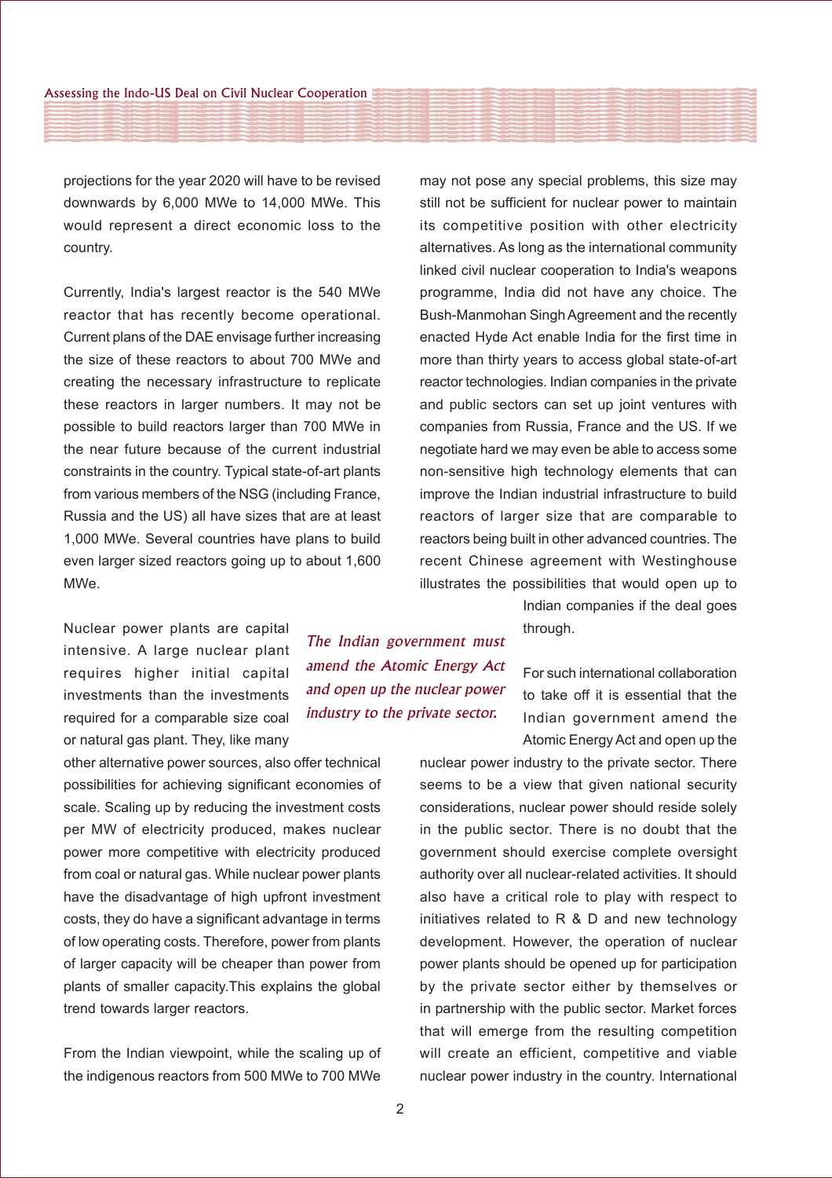projections for the year 2020 will have to be revised downwards by 6,000 MWe to 14,000 MWe. This would represent a direct economic loss to the country.

Currently, India's largest reactor is the 540 MWe reactor that has recently become operational. Current plans of the DAE envisage further increasing the size of these reactors to about 700 MWe and creating the necessary infrastructure to replicate these reactors in larger numbers. It may not be possible to build reactors larger than 700 MWe in the near future because of the current industrial constraints in the country. Typical state-of-art plants from various members of the NSG (including France, Russia and the US) all have sizes that are at least 1,000 MWe. Several countries have plans to build even larger sized reactors going up to about 1,600 MWe.

Nuclear power plants are capital intensive. A large nuclear plant requires higher initial capital investments than the investments required for a comparable size coal or natural gas plant. They, like many other alternative power sources, also offer technical possibilities for achieving significant economies of scale. Scaling up by reducing the investment costs per MW of electricity produced, makes nuclear power more competitive with electricity produced from coal or natural gas. While nuclear power plants have the disadvantage of high upfront investment costs, they do have a significant advantage in terms of low operating costs. Therefore, power from plants of larger capacity will be cheaper than power from plants of smaller capacity.This explains the global trend towards larger reactors.

From the Indian viewpoint, while the scaling up of the indigenous reactors from 500 MWe to 700 MWe may not pose any special problems, this size may still not be sufficient for nuclear power to maintain its competitive position with other electricity alternatives. As long as the international community linked civil nuclear cooperation to India's weapons programme, India did not have any choice. The Bush-Manmohan Singh Agreement and the recently enacted Hyde Act enable India for the first time in more than thirty years to access global state-of-art reactor technologies. Indian companies in the private and public sectors can set up joint ventures with companies from Russia, France and the US. If we negotiate hard we may even be able to access some non-sensitive high technology elements that can improve the Indian industrial infrastructure to build reactors of larger size that are comparable to reactors being built in other advanced countries. The recent Chinese agreement with Westinghouse illustrates the possibilities that would open up to Indian companies if the deal goes through.

*The Indian government must amend the Atomic Energy Act and open up the nuclear power industry to the private sector.*

For such international collaboration to take off it is essential that the Indian government amend the Atomic Energy Act and open up the nuclear power industry to the private sector. There seems to be a view that given national security considerations, nuclear power should reside solely in the public sector. There is no doubt that the government should exercise complete oversight authority over all nuclear-related activities. It should also have a critical role to play with respect to initiatives related to R & D and new technology development. However, the operation of nuclear power plants should be opened up for participation by the private sector either by themselves or in partnership with the public sector. Market forces that will emerge from the resulting competition will create an efficient, competitive and viable nuclear power industry in the country. International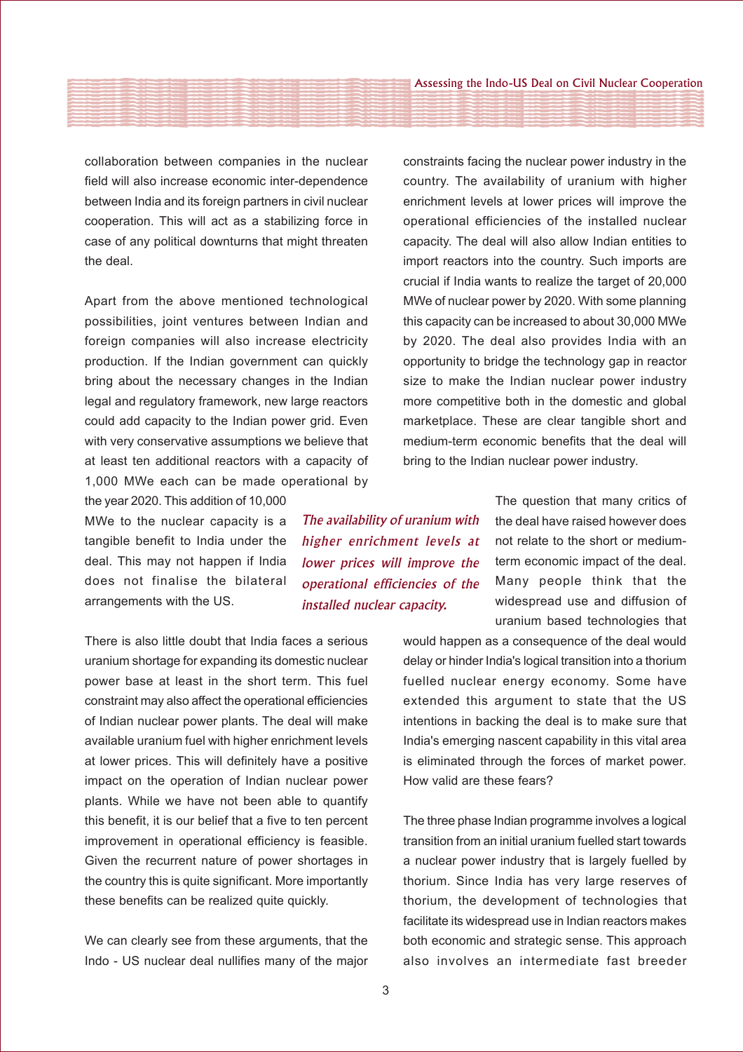collaboration between companies in the nuclear field will also increase economic inter-dependence between India and its foreign partners in civil nuclear cooperation. This will act as a stabilizing force in case of any political downturns that might threaten the deal.

Apart from the above mentioned technological possibilities, joint ventures between Indian and foreign companies will also increase electricity production. If the Indian government can quickly bring about the necessary changes in the Indian legal and regulatory framework, new large reactors could add capacity to the Indian power grid. Even with very conservative assumptions we believe that at least ten additional reactors with a capacity of 1,000 MWe each can be made operational by the year 2020. This addition of 10,000 MWe to the nuclear capacity is a tangible benefit to India under the deal. This may not happen if India does not finalise the bilateral arrangements with the US.

*The availability of uranium with higher enrichment levels at lower prices will improve the operational efficiencies of the installed nuclear capacity.*

There is also little doubt that India faces a serious uranium shortage for expanding its domestic nuclear power base at least in the short term. This fuel constraint may also affect the operational efficiencies of Indian nuclear power plants. The deal will make available uranium fuel with higher enrichment levels at lower prices. This will definitely have a positive impact on the operation of Indian nuclear power plants. While we have not been able to quantify this benefit, it is our belief that a five to ten percent improvement in operational efficiency is feasible. Given the recurrent nature of power shortages in the country this is quite significant. More importantly these benefits can be realized quite quickly.

We can clearly see from these arguments, that the Indo - US nuclear deal nullifies many of the major constraints facing the nuclear power industry in the country. The availability of uranium with higher enrichment levels at lower prices will improve the operational efficiencies of the installed nuclear capacity. The deal will also allow Indian entities to import reactors into the country. Such imports are crucial if India wants to realize the target of 20,000 MWe of nuclear power by 2020. With some planning this capacity can be increased to about 30,000 MWe by 2020. The deal also provides India with an opportunity to bridge the technology gap in reactor size to make the Indian nuclear power industry more competitive both in the domestic and global marketplace. These are clear tangible short and medium-term economic benefits that the deal will bring to the Indian nuclear power industry.

The question that many critics of the deal have raised however does not relate to the short or medium-term economic impact of the deal. Many people think that the widespread use and diffusion of uranium based technologies that would happen as a consequence of the deal would delay or hinder India's logical transition into a thorium fuelled nuclear energy economy. Some have extended this argument to state that the US intentions in backing the deal is to make sure that India's emerging nascent capability in this vital area is eliminated through the forces of market power. How valid are these fears?

The three phase Indian programme involves a logical transition from an initial uranium fuelled start towards a nuclear power industry that is largely fuelled by thorium. Since India has very large reserves of thorium, the development of technologies that facilitate its widespread use in Indian reactors makes both economic and strategic sense. This approach also involves an intermediate fast breeder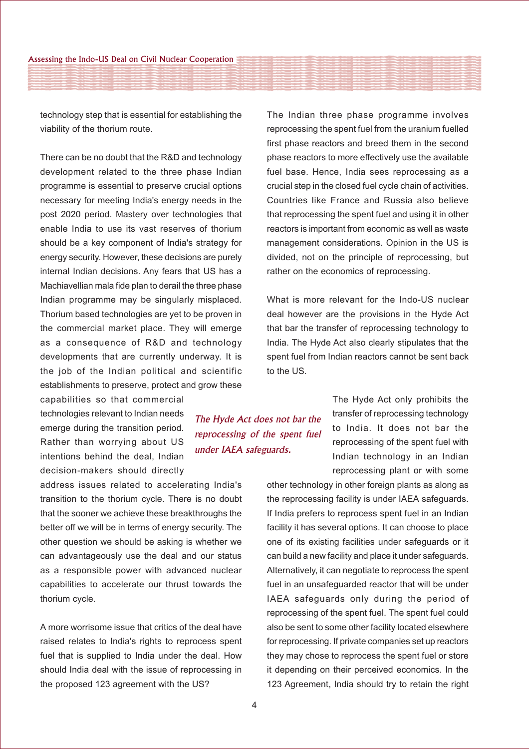technology step that is essential for establishing the viability of the thorium route.

There can be no doubt that the R&D and technology development related to the three phase Indian programme is essential to preserve crucial options necessary for meeting India's energy needs in the post 2020 period. Mastery over technologies that enable India to use its vast reserves of thorium should be a key component of India's strategy for energy security. However, these decisions are purely internal Indian decisions. Any fears that US has a Machiavellian mala fide plan to derail the three phase Indian programme may be singularly misplaced. Thorium based technologies are yet to be proven in the commercial market place. They will emerge as a consequence of R&D and technology developments that are currently underway. It is the job of the Indian political and scientific establishments to preserve, protect and grow these capabilities so that commercial technologies relevant to Indian needs emerge during the transition period. Rather than worrying about US intentions behind the deal, Indian decision-makers should directly address issues related to accelerating India's transition to the thorium cycle. There is no doubt that the sooner we achieve these breakthroughs the better off we will be in terms of energy security. The other question we should be asking is whether we can advantageously use the deal and our status as a responsible power with advanced nuclear capabilities to accelerate our thrust towards the thorium cycle.

A more worrisome issue that critics of the deal have raised relates to India's rights to reprocess spent fuel that is supplied to India under the deal. How should India deal with the issue of reprocessing in the proposed 123 agreement with the US?

The Indian three phase programme involves reprocessing the spent fuel from the uranium fuelled first phase reactors and breed them in the second phase reactors to more effectively use the available fuel base. Hence, India sees reprocessing as a crucial step in the closed fuel cycle chain of activities. Countries like France and Russia also believe that reprocessing the spent fuel and using it in other reactors is important from economic as well as waste management considerations. Opinion in the US is divided, not on the principle of reprocessing, but rather on the economics of reprocessing.

What is more relevant for the Indo-US nuclear deal however are the provisions in the Hyde Act that bar the transfer of reprocessing technology to India. The Hyde Act also clearly stipulates that the spent fuel from Indian reactors cannot be sent back to the US.

*The Hyde Act does not bar the reprocessing of the spent fuel under IAEA safeguards.*

The Hyde Act only prohibits the transfer of reprocessing technology to India. It does not bar the reprocessing of the spent fuel with Indian technology in an Indian reprocessing plant or with some other technology in other foreign plants as along as the reprocessing facility is under IAEA safeguards. If India prefers to reprocess spent fuel in an Indian facility it has several options. It can choose to place one of its existing facilities under safeguards or it can build a new facility and place it under safeguards. Alternatively, it can negotiate to reprocess the spent fuel in an unsafeguarded reactor that will be under IAEA safeguards only during the period of reprocessing of the spent fuel. The spent fuel could also be sent to some other facility located elsewhere for reprocessing. If private companies set up reactors they may chose to reprocess the spent fuel or store it depending on their perceived economics. In the 123 Agreement, India should try to retain the right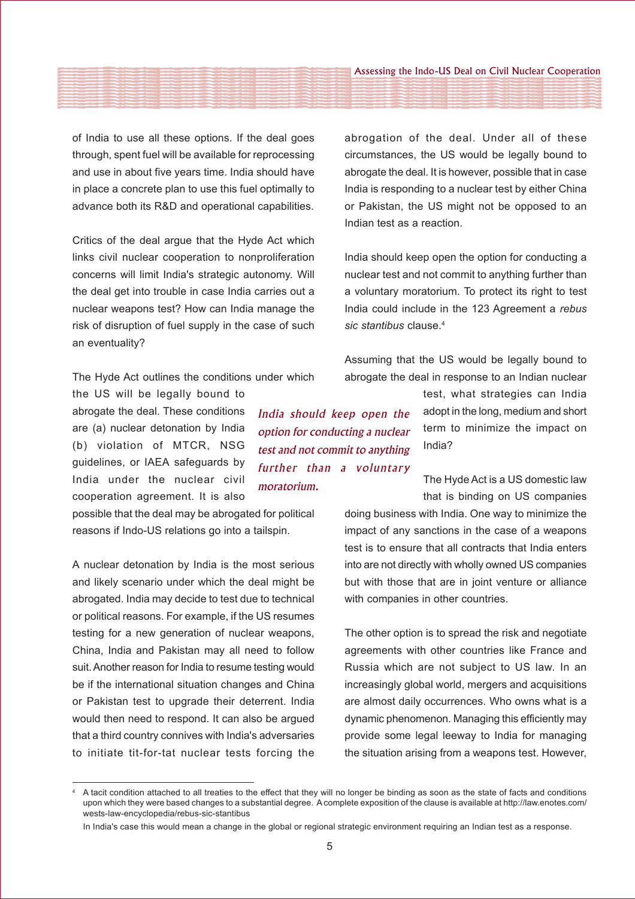of India to use all these options. If the deal goes through, spent fuel will be available for reprocessing and use in about five years time. India should have in place a concrete plan to use this fuel optimally to advance both its R&D and operational capabilities.

Critics of the deal argue that the Hyde Act which links civil nuclear cooperation to nonproliferation concerns will limit India's strategic autonomy. Will the deal get into trouble in case India carries out a nuclear weapons test? How can India manage the risk of disruption of fuel supply in the case of such an eventuality?

The Hyde Act outlines the conditions under which the US will be legally bound to abrogate the deal. These conditions are (a) nuclear detonation by India (b) violation of MTCR, NSG guidelines, or IAEA safeguards by India under the nuclear civil cooperation agreement. It is also possible that the deal may be abrogated for political reasons if Indo-US relations go into a tailspin.

*India should keep open the option for conducting a nuclear test and not commit to anything further than a voluntary moratorium.*

A nuclear detonation by India is the most serious and likely scenario under which the deal might be abrogated. India may decide to test due to technical or political reasons. For example, if the US resumes testing for a new generation of nuclear weapons, China, India and Pakistan may all need to follow suit. Another reason for India to resume testing would be if the international situation changes and China or Pakistan test to upgrade their deterrent. India would then need to respond. It can also be argued that a third country connives with India's adversaries to initiate tit-for-tat nuclear tests forcing the abrogation of the deal. Under all of these circumstances, the US would be legally bound to abrogate the deal. It is however, possible that in case India is responding to a nuclear test by either China or Pakistan, the US might not be opposed to an Indian test as a reaction.

India should keep open the option for conducting a nuclear test and not commit to anything further than a voluntary moratorium. To protect its right to test India could include in the 123 Agreement a *rebus sic stantibus* clause.[4]

Assuming that the US would be legally bound to abrogate the deal in response to an Indian nuclear test, what strategies can India adopt in the long, medium and short term to minimize the impact on India?

The Hyde Act is a US domestic law that is binding on US companies doing business with India. One way to minimize the impact of any sanctions in the case of a weapons test is to ensure that all contracts that India enters into are not directly with wholly owned US companies but with those that are in joint venture or alliance with companies in other countries.

The other option is to spread the risk and negotiate agreements with other countries like France and Russia which are not subject to US law. In an increasingly global world, mergers and acquisitions are almost daily occurrences. Who owns what is a dynamic phenomenon. Managing this efficiently may provide some legal leeway to India for managing the situation arising from a weapons test. However,

---

[4] A tacit condition attached to all treaties to the effect that they will no longer be binding as soon as the state of facts and conditions upon which they were based changes to a substantial degree. A complete exposition of the clause is available at http://law.enotes.com/wests-law-encyclopedia/rebus-sic-stantibus

In India's case this would mean a change in the global or regional strategic environment requiring an Indian test as a response.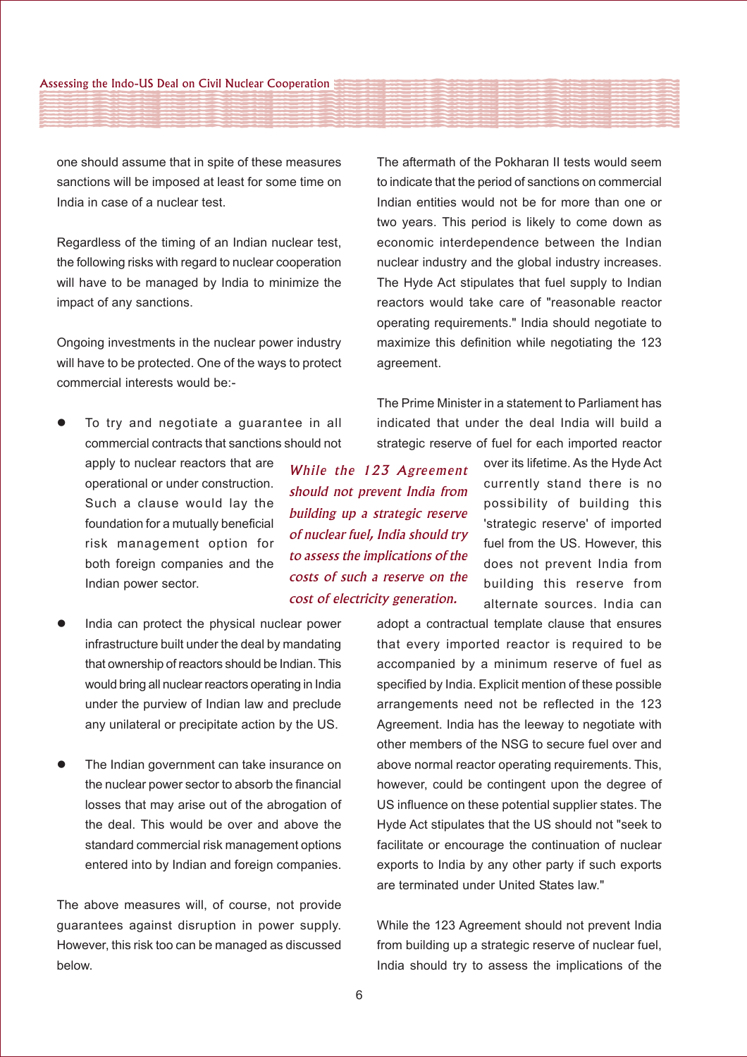one should assume that in spite of these measures sanctions will be imposed at least for some time on India in case of a nuclear test.

Regardless of the timing of an Indian nuclear test, the following risks with regard to nuclear cooperation will have to be managed by India to minimize the impact of any sanctions.

Ongoing investments in the nuclear power industry will have to be protected. One of the ways to protect commercial interests would be:-

- To try and negotiate a guarantee in all commercial contracts that sanctions should not apply to nuclear reactors that are operational or under construction. Such a clause would lay the foundation for a mutually beneficial risk management option for both foreign companies and the Indian power sector.
- India can protect the physical nuclear power infrastructure built under the deal by mandating that ownership of reactors should be Indian. This would bring all nuclear reactors operating in India under the purview of Indian law and preclude any unilateral or precipitate action by the US.
- The Indian government can take insurance on the nuclear power sector to absorb the financial losses that may arise out of the abrogation of the deal. This would be over and above the standard commercial risk management options entered into by Indian and foreign companies.

The above measures will, of course, not provide guarantees against disruption in power supply. However, this risk too can be managed as discussed below.

The aftermath of the Pokharan II tests would seem to indicate that the period of sanctions on commercial Indian entities would not be for more than one or two years. This period is likely to come down as economic interdependence between the Indian nuclear industry and the global industry increases. The Hyde Act stipulates that fuel supply to Indian reactors would take care of "reasonable reactor operating requirements." India should negotiate to maximize this definition while negotiating the 123 agreement.

The Prime Minister in a statement to Parliament has indicated that under the deal India will build a strategic reserve of fuel for each imported reactor over its lifetime. As the Hyde Act currently stand there is no possibility of building this 'strategic reserve' of imported fuel from the US. However, this does not prevent India from building this reserve from alternate sources. India can adopt a contractual template clause that ensures that every imported reactor is required to be accompanied by a minimum reserve of fuel as specified by India. Explicit mention of these possible arrangements need not be reflected in the 123 Agreement. India has the leeway to negotiate with other members of the NSG to secure fuel over and above normal reactor operating requirements. This, however, could be contingent upon the degree of US influence on these potential supplier states. The Hyde Act stipulates that the US should not "seek to facilitate or encourage the continuation of nuclear exports to India by any other party if such exports are terminated under United States law."

*While the 123 Agreement should not prevent India from building up a strategic reserve of nuclear fuel, India should try to assess the implications of the costs of such a reserve on the cost of electricity generation.*

While the 123 Agreement should not prevent India from building up a strategic reserve of nuclear fuel, India should try to assess the implications of the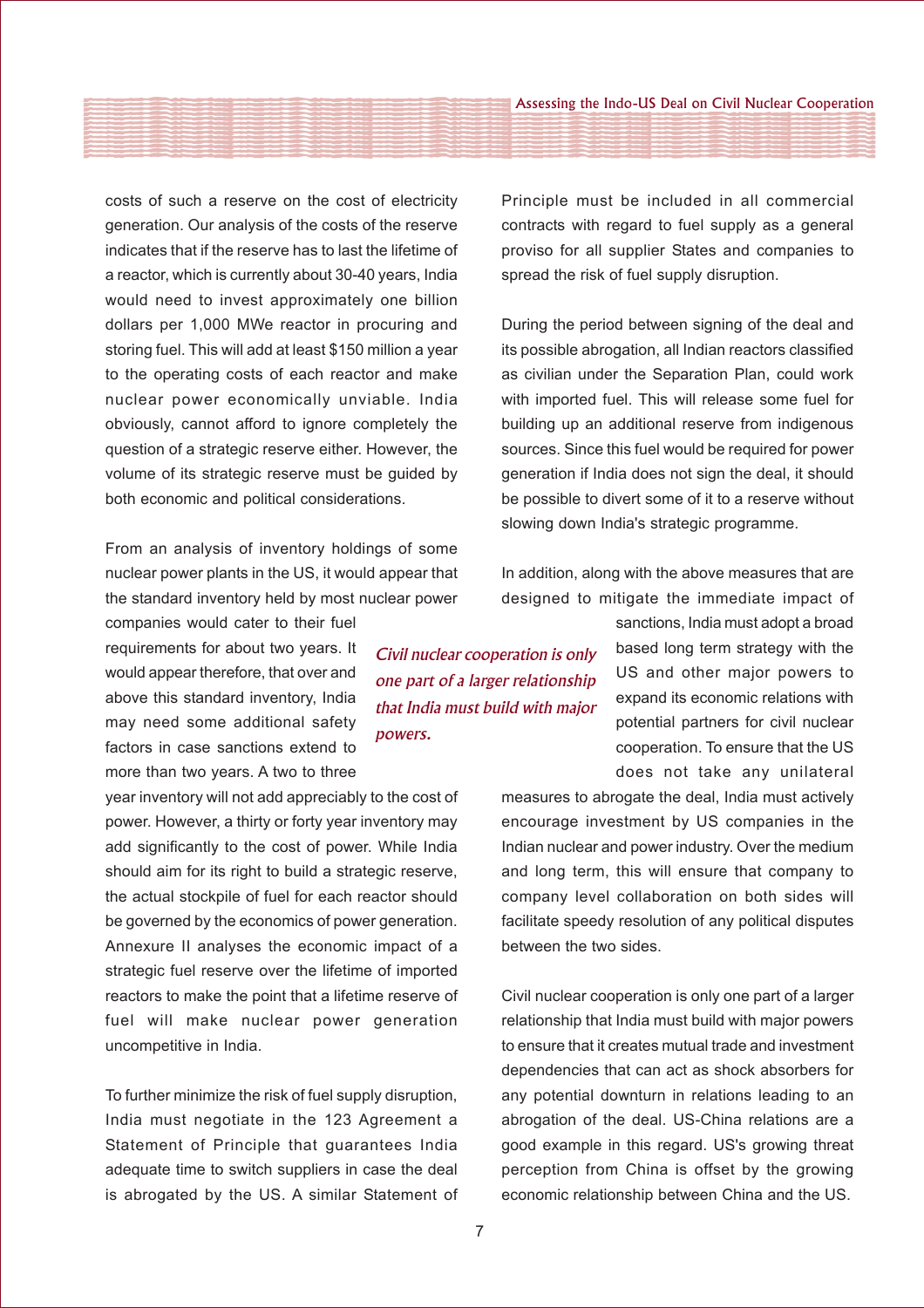costs of such a reserve on the cost of electricity generation. Our analysis of the costs of the reserve indicates that if the reserve has to last the lifetime of a reactor, which is currently about 30-40 years, India would need to invest approximately one billion dollars per 1,000 MWe reactor in procuring and storing fuel. This will add at least $150 million a year to the operating costs of each reactor and make nuclear power economically unviable. India obviously, cannot afford to ignore completely the question of a strategic reserve either. However, the volume of its strategic reserve must be guided by both economic and political considerations.

From an analysis of inventory holdings of some nuclear power plants in the US, it would appear that the standard inventory held by most nuclear power companies would cater to their fuel requirements for about two years. It would appear therefore, that over and above this standard inventory, India may need some additional safety factors in case sanctions extend to more than two years. A two to three year inventory will not add appreciably to the cost of power. However, a thirty or forty year inventory may add significantly to the cost of power. While India should aim for its right to build a strategic reserve, the actual stockpile of fuel for each reactor should be governed by the economics of power generation. Annexure II analyses the economic impact of a strategic fuel reserve over the lifetime of imported reactors to make the point that a lifetime reserve of fuel will make nuclear power generation uncompetitive in India.

To further minimize the risk of fuel supply disruption, India must negotiate in the 123 Agreement a Statement of Principle that guarantees India adequate time to switch suppliers in case the deal is abrogated by the US. A similar Statement of Principle must be included in all commercial contracts with regard to fuel supply as a general proviso for all supplier States and companies to spread the risk of fuel supply disruption.

During the period between signing of the deal and its possible abrogation, all Indian reactors classified as civilian under the Separation Plan, could work with imported fuel. This will release some fuel for building up an additional reserve from indigenous sources. Since this fuel would be required for power generation if India does not sign the deal, it should be possible to divert some of it to a reserve without slowing down India's strategic programme.

In addition, along with the above measures that are designed to mitigate the immediate impact of sanctions, India must adopt a broad based long term strategy with the US and other major powers to expand its economic relations with potential partners for civil nuclear cooperation. To ensure that the US does not take any unilateral measures to abrogate the deal, India must actively encourage investment by US companies in the Indian nuclear and power industry. Over the medium and long term, this will ensure that company to company level collaboration on both sides will facilitate speedy resolution of any political disputes between the two sides.

*Civil nuclear cooperation is only one part of a larger relationship that India must build with major powers.*

Civil nuclear cooperation is only one part of a larger relationship that India must build with major powers to ensure that it creates mutual trade and investment dependencies that can act as shock absorbers for any potential downturn in relations leading to an abrogation of the deal. US-China relations are a good example in this regard. US's growing threat perception from China is offset by the growing economic relationship between China and the US.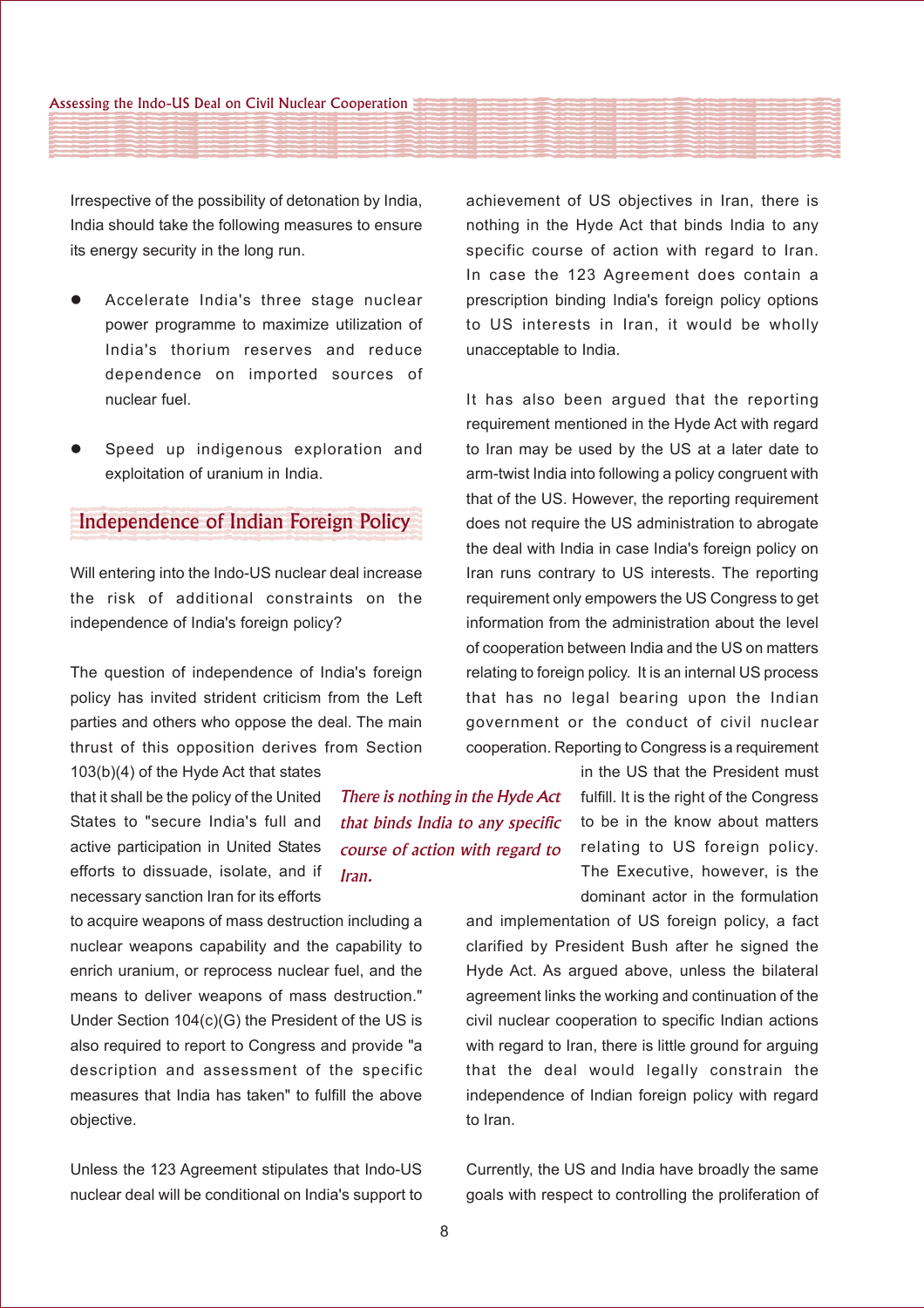Irrespective of the possibility of detonation by India, India should take the following measures to ensure its energy security in the long run.

- Accelerate India's three stage nuclear power programme to maximize utilization of India's thorium reserves and reduce dependence on imported sources of nuclear fuel.
- Speed up indigenous exploration and exploitation of uranium in India.

## Independence of Indian Foreign Policy

Will entering into the Indo-US nuclear deal increase the risk of additional constraints on the independence of India's foreign policy?

The question of independence of India's foreign policy has invited strident criticism from the Left parties and others who oppose the deal. The main thrust of this opposition derives from Section 103(b)(4) of the Hyde Act that states that it shall be the policy of the United States to "secure India's full and active participation in United States efforts to dissuade, isolate, and if necessary sanction Iran for its efforts to acquire weapons of mass destruction including a nuclear weapons capability and the capability to enrich uranium, or reprocess nuclear fuel, and the means to deliver weapons of mass destruction." Under Section 104(c)(G) the President of the US is also required to report to Congress and provide "a description and assessment of the specific measures that India has taken" to fulfill the above objective.

*There is nothing in the Hyde Act that binds India to any specific course of action with regard to Iran.*

Unless the 123 Agreement stipulates that Indo-US nuclear deal will be conditional on India's support to achievement of US objectives in Iran, there is nothing in the Hyde Act that binds India to any specific course of action with regard to Iran. In case the 123 Agreement does contain a prescription binding India's foreign policy options to US interests in Iran, it would be wholly unacceptable to India.

It has also been argued that the reporting requirement mentioned in the Hyde Act with regard to Iran may be used by the US at a later date to arm-twist India into following a policy congruent with that of the US. However, the reporting requirement does not require the US administration to abrogate the deal with India in case India's foreign policy on Iran runs contrary to US interests. The reporting requirement only empowers the US Congress to get information from the administration about the level of cooperation between India and the US on matters relating to foreign policy. It is an internal US process that has no legal bearing upon the Indian government or the conduct of civil nuclear cooperation. Reporting to Congress is a requirement in the US that the President must fulfill. It is the right of the Congress to be in the know about matters relating to US foreign policy. The Executive, however, is the dominant actor in the formulation and implementation of US foreign policy, a fact clarified by President Bush after he signed the Hyde Act. As argued above, unless the bilateral agreement links the working and continuation of the civil nuclear cooperation to specific Indian actions with regard to Iran, there is little ground for arguing that the deal would legally constrain the independence of Indian foreign policy with regard to Iran.

Currently, the US and India have broadly the same goals with respect to controlling the proliferation of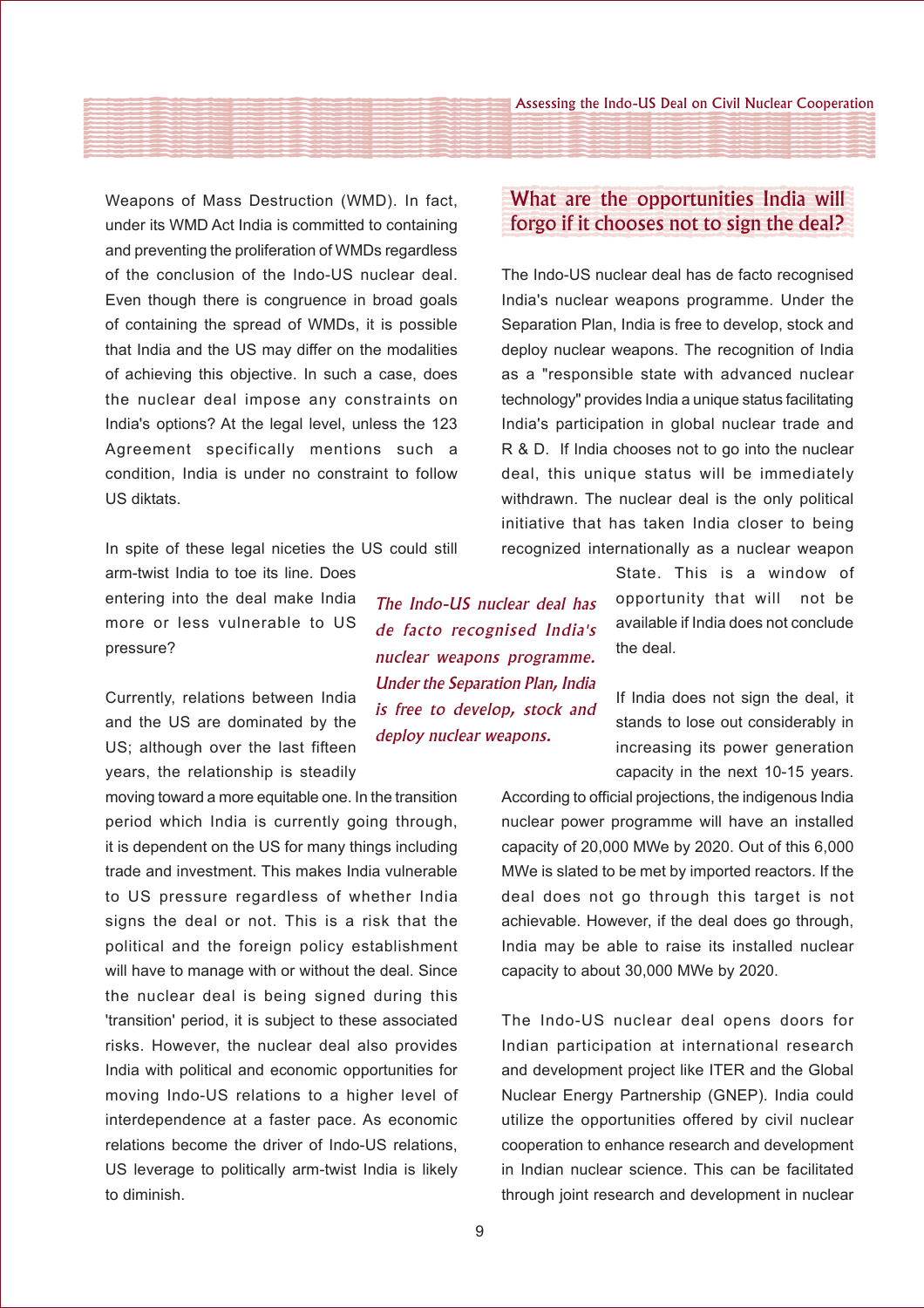Weapons of Mass Destruction (WMD). In fact, under its WMD Act India is committed to containing and preventing the proliferation of WMDs regardless of the conclusion of the Indo-US nuclear deal. Even though there is congruence in broad goals of containing the spread of WMDs, it is possible that India and the US may differ on the modalities of achieving this objective. In such a case, does the nuclear deal impose any constraints on India's options? At the legal level, unless the 123 Agreement specifically mentions such a condition, India is under no constraint to follow US diktats.

In spite of these legal niceties the US could still arm-twist India to toe its line. Does entering into the deal make India more or less vulnerable to US pressure?

Currently, relations between India and the US are dominated by the US; although over the last fifteen years, the relationship is steadily moving toward a more equitable one. In the transition period which India is currently going through, it is dependent on the US for many things including trade and investment. This makes India vulnerable to US pressure regardless of whether India signs the deal or not. This is a risk that the political and the foreign policy establishment will have to manage with or without the deal. Since the nuclear deal is being signed during this 'transition' period, it is subject to these associated risks. However, the nuclear deal also provides India with political and economic opportunities for moving Indo-US relations to a higher level of interdependence at a faster pace. As economic relations become the driver of Indo-US relations, US leverage to politically arm-twist India is likely to diminish.

## What are the opportunities India will forgo if it chooses not to sign the deal?

The Indo-US nuclear deal has de facto recognised India's nuclear weapons programme. Under the Separation Plan, India is free to develop, stock and deploy nuclear weapons. The recognition of India as a "responsible state with advanced nuclear technology" provides India a unique status facilitating India's participation in global nuclear trade and R & D. If India chooses not to go into the nuclear deal, this unique status will be immediately withdrawn. The nuclear deal is the only political initiative that has taken India closer to being recognized internationally as a nuclear weapon State. This is a window of opportunity that will not be available if India does not conclude the deal.

> *The Indo-US nuclear deal has de facto recognised India's nuclear weapons programme. Under the Separation Plan, India is free to develop, stock and deploy nuclear weapons.*

If India does not sign the deal, it stands to lose out considerably in increasing its power generation capacity in the next 10-15 years. According to official projections, the indigenous India nuclear power programme will have an installed capacity of 20,000 MWe by 2020. Out of this 6,000 MWe is slated to be met by imported reactors. If the deal does not go through this target is not achievable. However, if the deal does go through, India may be able to raise its installed nuclear capacity to about 30,000 MWe by 2020.

The Indo-US nuclear deal opens doors for Indian participation at international research and development project like ITER and the Global Nuclear Energy Partnership (GNEP). India could utilize the opportunities offered by civil nuclear cooperation to enhance research and development in Indian nuclear science. This can be facilitated through joint research and development in nuclear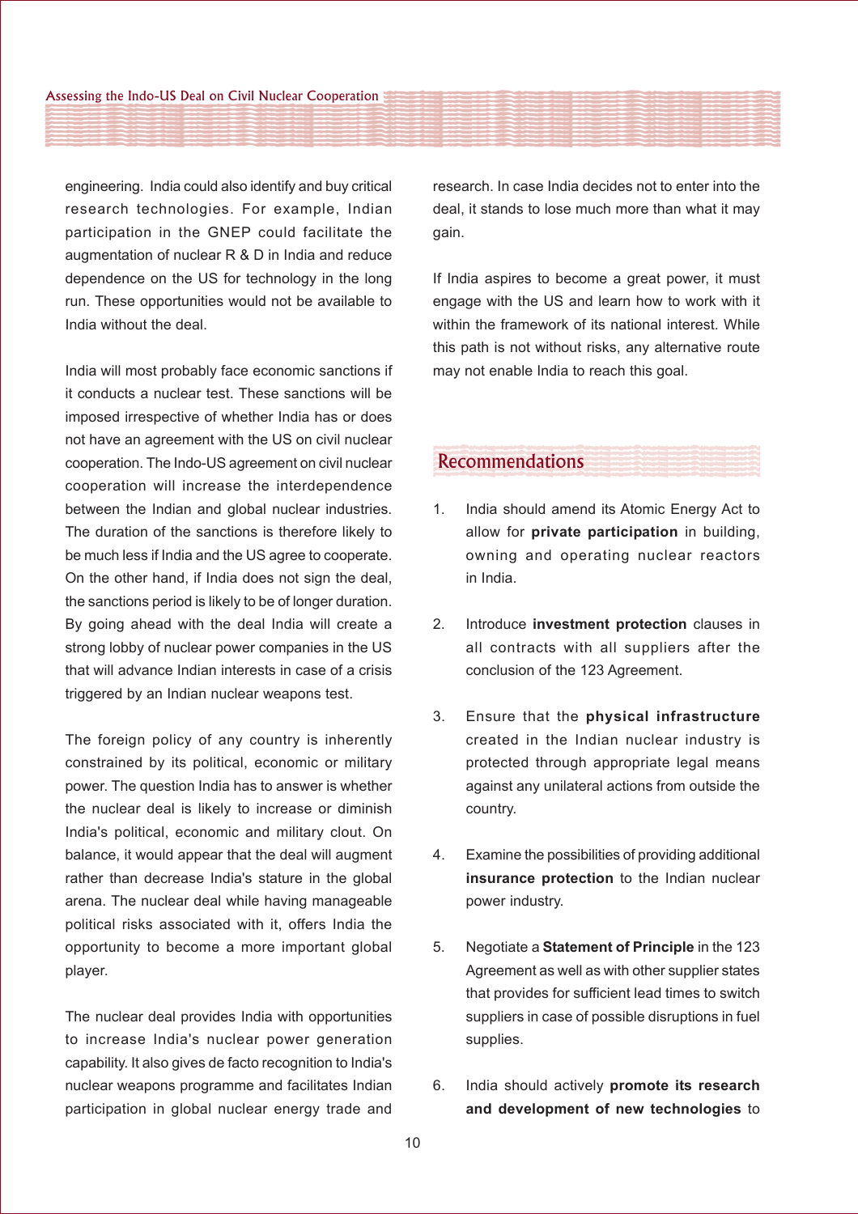engineering. India could also identify and buy critical research technologies. For example, Indian participation in the GNEP could facilitate the augmentation of nuclear R & D in India and reduce dependence on the US for technology in the long run. These opportunities would not be available to India without the deal.

India will most probably face economic sanctions if it conducts a nuclear test. These sanctions will be imposed irrespective of whether India has or does not have an agreement with the US on civil nuclear cooperation. The Indo-US agreement on civil nuclear cooperation will increase the interdependence between the Indian and global nuclear industries. The duration of the sanctions is therefore likely to be much less if India and the US agree to cooperate. On the other hand, if India does not sign the deal, the sanctions period is likely to be of longer duration. By going ahead with the deal India will create a strong lobby of nuclear power companies in the US that will advance Indian interests in case of a crisis triggered by an Indian nuclear weapons test.

The foreign policy of any country is inherently constrained by its political, economic or military power. The question India has to answer is whether the nuclear deal is likely to increase or diminish India's political, economic and military clout. On balance, it would appear that the deal will augment rather than decrease India's stature in the global arena. The nuclear deal while having manageable political risks associated with it, offers India the opportunity to become a more important global player.

The nuclear deal provides India with opportunities to increase India's nuclear power generation capability. It also gives de facto recognition to India's nuclear weapons programme and facilitates Indian participation in global nuclear energy trade and research. In case India decides not to enter into the deal, it stands to lose much more than what it may gain.

If India aspires to become a great power, it must engage with the US and learn how to work with it within the framework of its national interest. While this path is not without risks, any alternative route may not enable India to reach this goal.

## Recommendations

1. India should amend its Atomic Energy Act to allow for **private participation** in building, owning and operating nuclear reactors in India.

2. Introduce **investment protection** clauses in all contracts with all suppliers after the conclusion of the 123 Agreement.

3. Ensure that the **physical infrastructure** created in the Indian nuclear industry is protected through appropriate legal means against any unilateral actions from outside the country.

4. Examine the possibilities of providing additional **insurance protection** to the Indian nuclear power industry.

5. Negotiate a **Statement of Principle** in the 123 Agreement as well as with other supplier states that provides for sufficient lead times to switch suppliers in case of possible disruptions in fuel supplies.

6. India should actively **promote its research and development of new technologies** to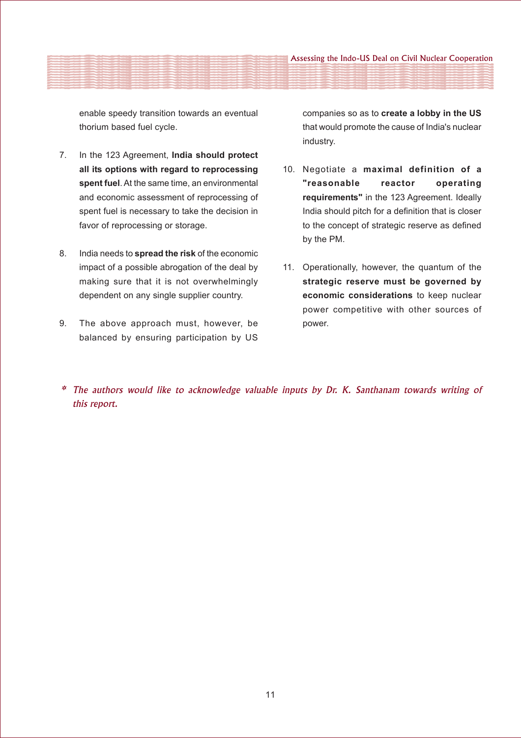enable speedy transition towards an eventual thorium based fuel cycle.

7. In the 123 Agreement, **India should protect all its options with regard to reprocessing spent fuel**. At the same time, an environmental and economic assessment of reprocessing of spent fuel is necessary to take the decision in favor of reprocessing or storage.

8. India needs to **spread the risk** of the economic impact of a possible abrogation of the deal by making sure that it is not overwhelmingly dependent on any single supplier country.

9. The above approach must, however, be balanced by ensuring participation by US companies so as to **create a lobby in the US** that would promote the cause of India's nuclear industry.

10. Negotiate a **maximal definition of a "reasonable reactor operating requirements"** in the 123 Agreement. Ideally India should pitch for a definition that is closer to the concept of strategic reserve as defined by the PM.

11. Operationally, however, the quantum of the **strategic reserve must be governed by economic considerations** to keep nuclear power competitive with other sources of power.

\* *The authors would like to acknowledge valuable inputs by Dr. K. Santhanam towards writing of this report.*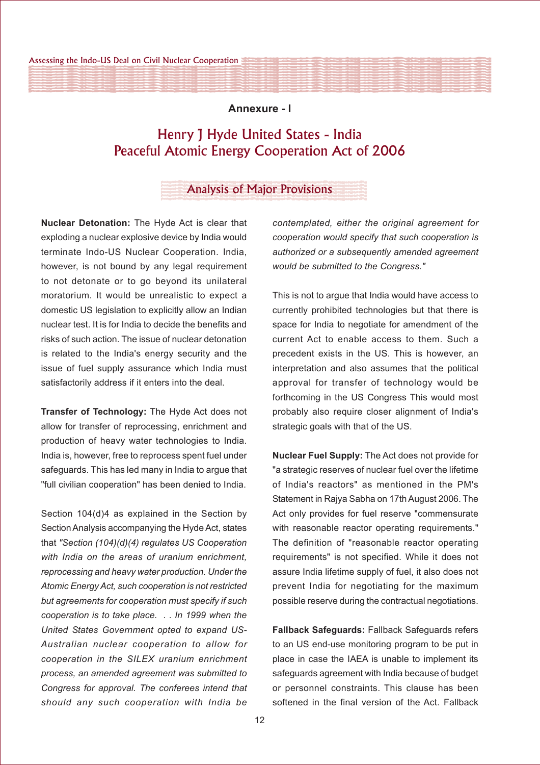## Annexure - I

# Henry J Hyde United States - India Peaceful Atomic Energy Cooperation Act of 2006

### Analysis of Major Provisions

**Nuclear Detonation:** The Hyde Act is clear that exploding a nuclear explosive device by India would terminate Indo-US Nuclear Cooperation. India, however, is not bound by any legal requirement to not detonate or to go beyond its unilateral moratorium. It would be unrealistic to expect a domestic US legislation to explicitly allow an Indian nuclear test. It is for India to decide the benefits and risks of such action. The issue of nuclear detonation is related to the India's energy security and the issue of fuel supply assurance which India must satisfactorily address if it enters into the deal.

**Transfer of Technology:** The Hyde Act does not allow for transfer of reprocessing, enrichment and production of heavy water technologies to India. India is, however, free to reprocess spent fuel under safeguards. This has led many in India to argue that "full civilian cooperation" has been denied to India.

Section 104(d)4 as explained in the Section by Section Analysis accompanying the Hyde Act, states that *"Section (104)(d)(4) regulates US Cooperation with India on the areas of uranium enrichment, reprocessing and heavy water production. Under the Atomic Energy Act, such cooperation is not restricted but agreements for cooperation must specify if such cooperation is to take place. . . In 1999 when the United States Government opted to expand US-Australian nuclear cooperation to allow for cooperation in the SILEX uranium enrichment process, an amended agreement was submitted to Congress for approval. The conferees intend that should any such cooperation with India be contemplated, either the original agreement for cooperation would specify that such cooperation is authorized or a subsequently amended agreement would be submitted to the Congress."*

This is not to argue that India would have access to currently prohibited technologies but that there is space for India to negotiate for amendment of the current Act to enable access to them. Such a precedent exists in the US. This is however, an interpretation and also assumes that the political approval for transfer of technology would be forthcoming in the US Congress This would most probably also require closer alignment of India's strategic goals with that of the US.

**Nuclear Fuel Supply:** The Act does not provide for "a strategic reserves of nuclear fuel over the lifetime of India's reactors" as mentioned in the PM's Statement in Rajya Sabha on 17th August 2006. The Act only provides for fuel reserve "commensurate with reasonable reactor operating requirements." The definition of "reasonable reactor operating requirements" is not specified. While it does not assure India lifetime supply of fuel, it also does not prevent India for negotiating for the maximum possible reserve during the contractual negotiations.

**Fallback Safeguards:** Fallback Safeguards refers to an US end-use monitoring program to be put in place in case the IAEA is unable to implement its safeguards agreement with India because of budget or personnel constraints. This clause has been softened in the final version of the Act. Fallback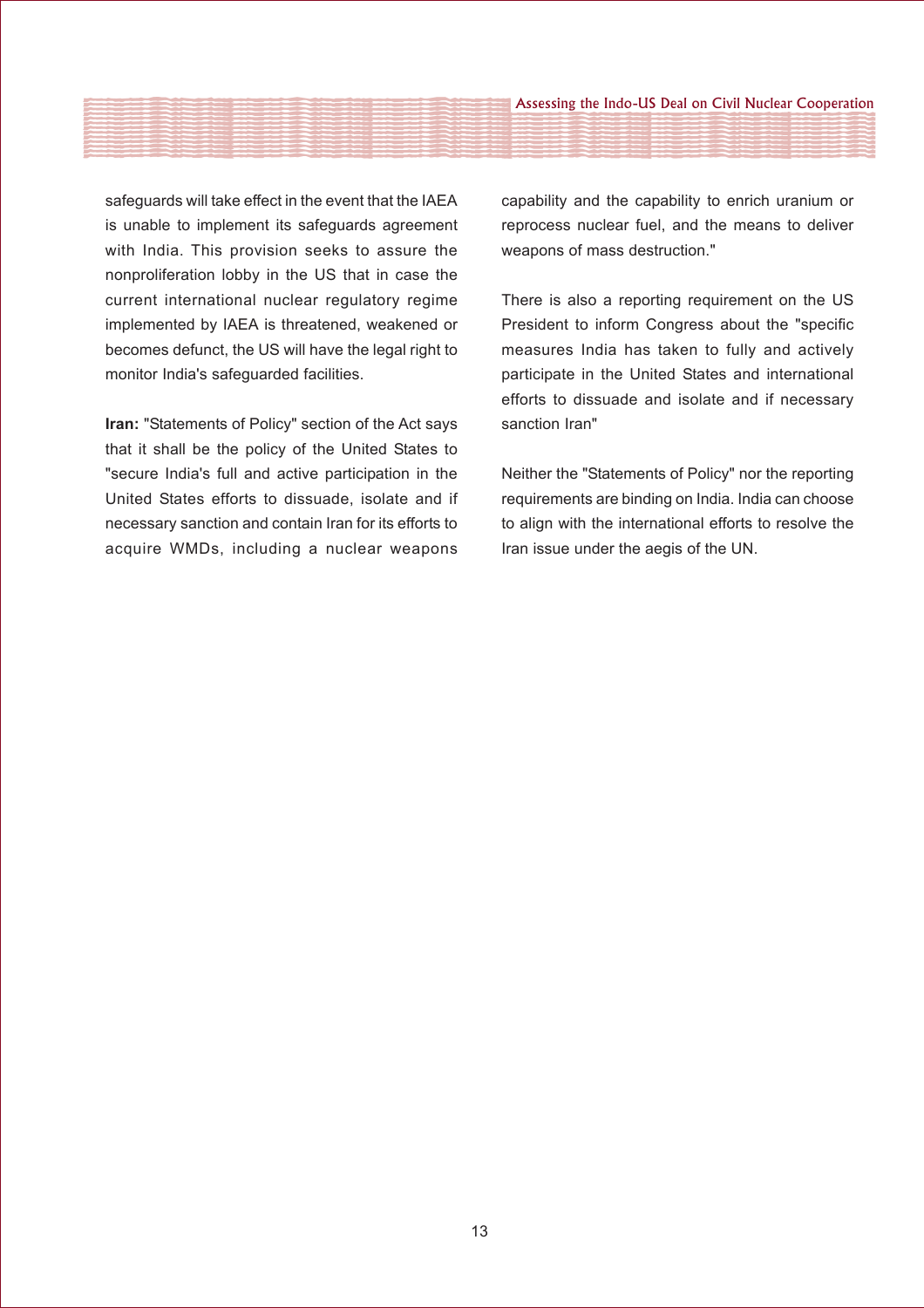safeguards will take effect in the event that the IAEA is unable to implement its safeguards agreement with India. This provision seeks to assure the nonproliferation lobby in the US that in case the current international nuclear regulatory regime implemented by IAEA is threatened, weakened or becomes defunct, the US will have the legal right to monitor India's safeguarded facilities.

**Iran:** "Statements of Policy" section of the Act says that it shall be the policy of the United States to "secure India's full and active participation in the United States efforts to dissuade, isolate and if necessary sanction and contain Iran for its efforts to acquire WMDs, including a nuclear weapons capability and the capability to enrich uranium or reprocess nuclear fuel, and the means to deliver weapons of mass destruction."

There is also a reporting requirement on the US President to inform Congress about the "specific measures India has taken to fully and actively participate in the United States and international efforts to dissuade and isolate and if necessary sanction Iran"

Neither the "Statements of Policy" nor the reporting requirements are binding on India. India can choose to align with the international efforts to resolve the Iran issue under the aegis of the UN.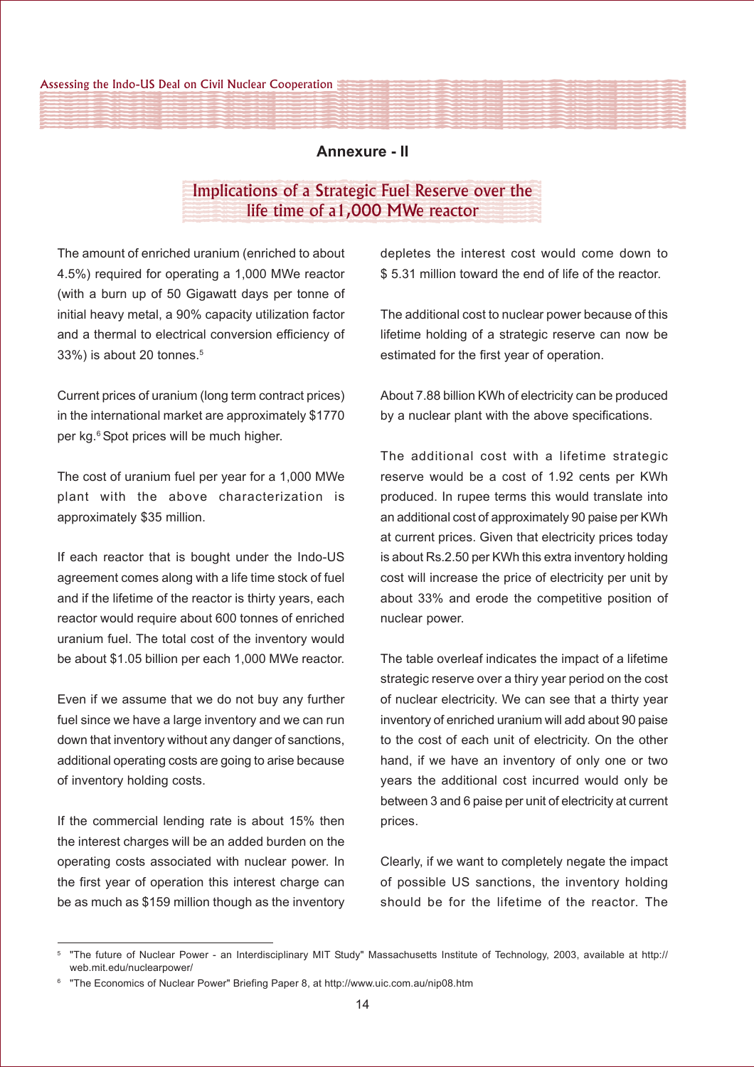## Annexure - II

## Implications of a Strategic Fuel Reserve over the life time of a1,000 MWe reactor

The amount of enriched uranium (enriched to about 4.5%) required for operating a 1,000 MWe reactor (with a burn up of 50 Gigawatt days per tonne of initial heavy metal, a 90% capacity utilization factor and a thermal to electrical conversion efficiency of 33%) is about 20 tonnes.[5]

Current prices of uranium (long term contract prices) in the international market are approximately $1770 per kg.[6] Spot prices will be much higher.

The cost of uranium fuel per year for a 1,000 MWe plant with the above characterization is approximately $35 million.

If each reactor that is bought under the Indo-US agreement comes along with a life time stock of fuel and if the lifetime of the reactor is thirty years, each reactor would require about 600 tonnes of enriched uranium fuel. The total cost of the inventory would be about $1.05 billion per each 1,000 MWe reactor.

Even if we assume that we do not buy any further fuel since we have a large inventory and we can run down that inventory without any danger of sanctions, additional operating costs are going to arise because of inventory holding costs.

If the commercial lending rate is about 15% then the interest charges will be an added burden on the operating costs associated with nuclear power. In the first year of operation this interest charge can be as much as $159 million though as the inventory depletes the interest cost would come down to $ 5.31 million toward the end of life of the reactor.

The additional cost to nuclear power because of this lifetime holding of a strategic reserve can now be estimated for the first year of operation.

About 7.88 billion KWh of electricity can be produced by a nuclear plant with the above specifications.

The additional cost with a lifetime strategic reserve would be a cost of 1.92 cents per KWh produced. In rupee terms this would translate into an additional cost of approximately 90 paise per KWh at current prices. Given that electricity prices today is about Rs.2.50 per KWh this extra inventory holding cost will increase the price of electricity per unit by about 33% and erode the competitive position of nuclear power.

The table overleaf indicates the impact of a lifetime strategic reserve over a thiry year period on the cost of nuclear electricity. We can see that a thirty year inventory of enriched uranium will add about 90 paise to the cost of each unit of electricity. On the other hand, if we have an inventory of only one or two years the additional cost incurred would only be between 3 and 6 paise per unit of electricity at current prices.

Clearly, if we want to completely negate the impact of possible US sanctions, the inventory holding should be for the lifetime of the reactor. The

---

[5] "The future of Nuclear Power - an Interdisciplinary MIT Study" Massachusetts Institute of Technology, 2003, available at http://web.mit.edu/nuclearpower/

[6] "The Economics of Nuclear Power" Briefing Paper 8, at http://www.uic.com.au/nip08.htm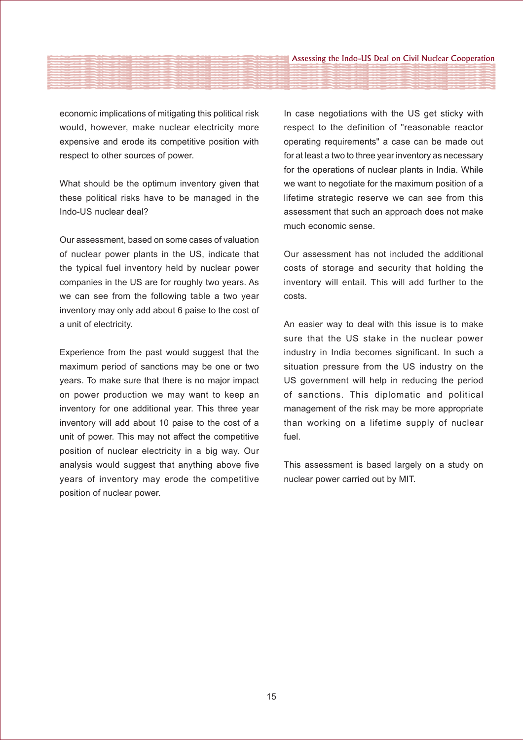economic implications of mitigating this political risk would, however, make nuclear electricity more expensive and erode its competitive position with respect to other sources of power.

What should be the optimum inventory given that these political risks have to be managed in the Indo-US nuclear deal?

Our assessment, based on some cases of valuation of nuclear power plants in the US, indicate that the typical fuel inventory held by nuclear power companies in the US are for roughly two years. As we can see from the following table a two year inventory may only add about 6 paise to the cost of a unit of electricity.

Experience from the past would suggest that the maximum period of sanctions may be one or two years. To make sure that there is no major impact on power production we may want to keep an inventory for one additional year. This three year inventory will add about 10 paise to the cost of a unit of power. This may not affect the competitive position of nuclear electricity in a big way. Our analysis would suggest that anything above five years of inventory may erode the competitive position of nuclear power.

In case negotiations with the US get sticky with respect to the definition of "reasonable reactor operating requirements" a case can be made out for at least a two to three year inventory as necessary for the operations of nuclear plants in India. While we want to negotiate for the maximum position of a lifetime strategic reserve we can see from this assessment that such an approach does not make much economic sense.

Our assessment has not included the additional costs of storage and security that holding the inventory will entail. This will add further to the costs.

An easier way to deal with this issue is to make sure that the US stake in the nuclear power industry in India becomes significant. In such a situation pressure from the US industry on the US government will help in reducing the period of sanctions. This diplomatic and political management of the risk may be more appropriate than working on a lifetime supply of nuclear fuel.

This assessment is based largely on a study on nuclear power carried out by MIT.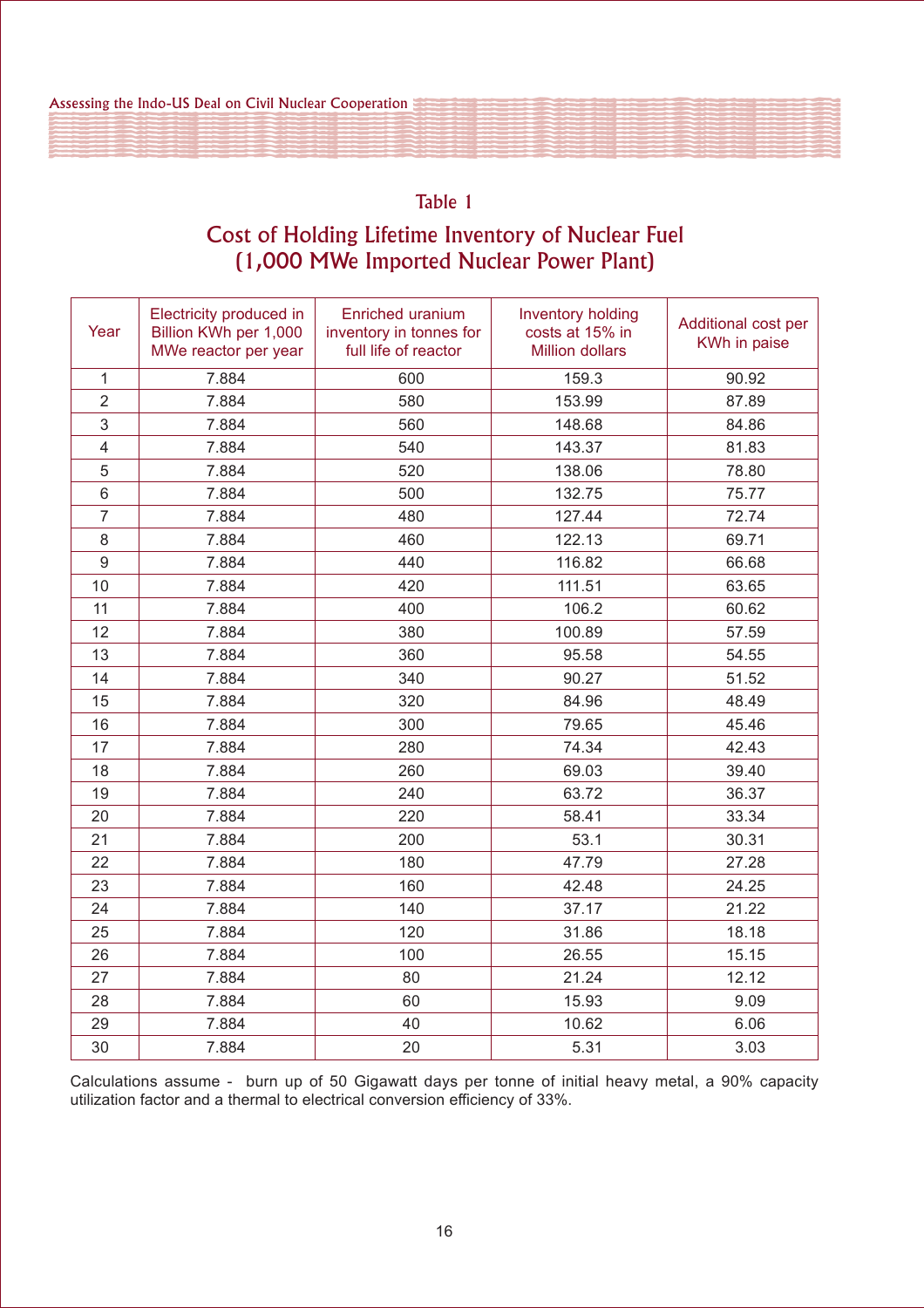## Table 1

## Cost of Holding Lifetime Inventory of Nuclear Fuel (1,000 MWe Imported Nuclear Power Plant)

| Year | Electricity produced in Billion KWh per 1,000 MWe reactor per year | Enriched uranium inventory in tonnes for full life of reactor | Inventory holding costs at 15% in Million dollars | Additional cost per KWh in paise |
|---|---|---|---|---|
| 1 | 7.884 | 600 | 159.3 | 90.92 |
| 2 | 7.884 | 580 | 153.99 | 87.89 |
| 3 | 7.884 | 560 | 148.68 | 84.86 |
| 4 | 7.884 | 540 | 143.37 | 81.83 |
| 5 | 7.884 | 520 | 138.06 | 78.80 |
| 6 | 7.884 | 500 | 132.75 | 75.77 |
| 7 | 7.884 | 480 | 127.44 | 72.74 |
| 8 | 7.884 | 460 | 122.13 | 69.71 |
| 9 | 7.884 | 440 | 116.82 | 66.68 |
| 10 | 7.884 | 420 | 111.51 | 63.65 |
| 11 | 7.884 | 400 | 106.2 | 60.62 |
| 12 | 7.884 | 380 | 100.89 | 57.59 |
| 13 | 7.884 | 360 | 95.58 | 54.55 |
| 14 | 7.884 | 340 | 90.27 | 51.52 |
| 15 | 7.884 | 320 | 84.96 | 48.49 |
| 16 | 7.884 | 300 | 79.65 | 45.46 |
| 17 | 7.884 | 280 | 74.34 | 42.43 |
| 18 | 7.884 | 260 | 69.03 | 39.40 |
| 19 | 7.884 | 240 | 63.72 | 36.37 |
| 20 | 7.884 | 220 | 58.41 | 33.34 |
| 21 | 7.884 | 200 | 53.1 | 30.31 |
| 22 | 7.884 | 180 | 47.79 | 27.28 |
| 23 | 7.884 | 160 | 42.48 | 24.25 |
| 24 | 7.884 | 140 | 37.17 | 21.22 |
| 25 | 7.884 | 120 | 31.86 | 18.18 |
| 26 | 7.884 | 100 | 26.55 | 15.15 |
| 27 | 7.884 | 80 | 21.24 | 12.12 |
| 28 | 7.884 | 60 | 15.93 | 9.09 |
| 29 | 7.884 | 40 | 10.62 | 6.06 |
| 30 | 7.884 | 20 | 5.31 | 3.03 |

Calculations assume - burn up of 50 Gigawatt days per tonne of initial heavy metal, a 90% capacity utilization factor and a thermal to electrical conversion efficiency of 33%.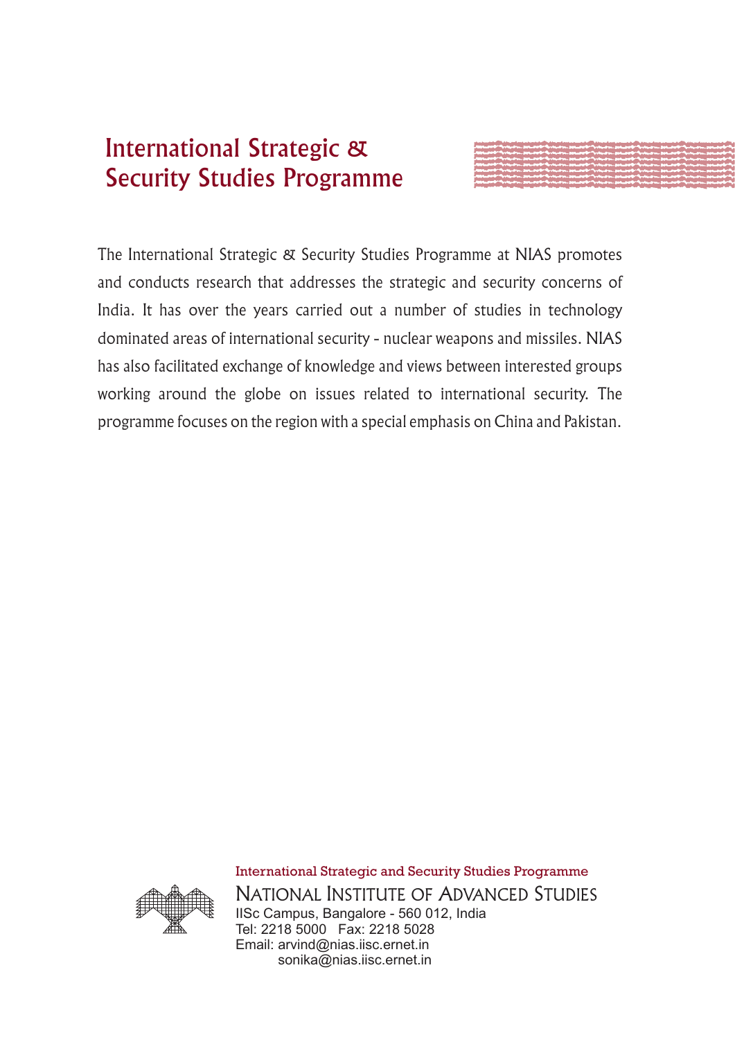# International Strategic & Security Studies Programme

The International Strategic & Security Studies Programme at NIAS promotes and conducts research that addresses the strategic and security concerns of India. It has over the years carried out a number of studies in technology dominated areas of international security - nuclear weapons and missiles. NIAS has also facilitated exchange of knowledge and views between interested groups working around the globe on issues related to international security. The programme focuses on the region with a special emphasis on China and Pakistan.

International Strategic and Security Studies Programme

NATIONAL INSTITUTE OF ADVANCED STUDIES

IISc Campus, Bangalore - 560 012, India

Tel: 2218 5000 Fax: 2218 5028

Email: arvind@nias.iisc.ernet.in

sonika@nias.iisc.ernet.in